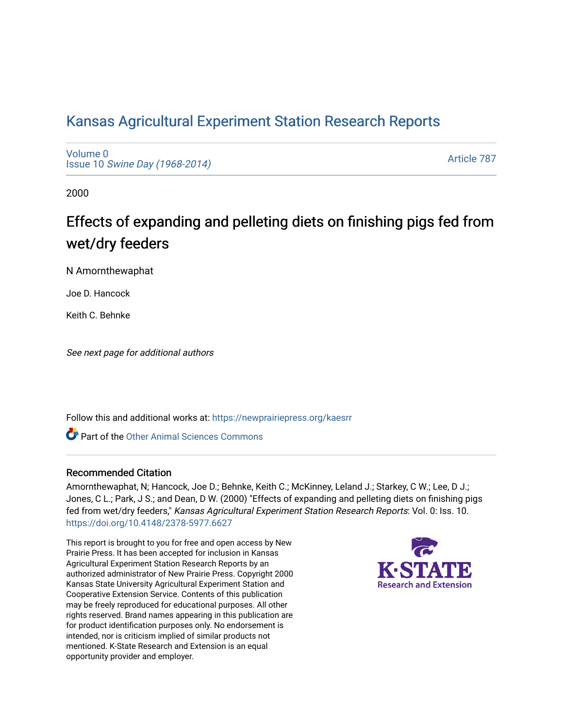# Kansas Agricultural Experiment Station Research Reports

Volume 0
Issue 10 *Swine Day (1968-2014)*

Article 787

2000

## Effects of expanding and pelleting diets on finishing pigs fed from wet/dry feeders

N Amornthewaphat

Joe D. Hancock

Keith C. Behnke

*See next page for additional authors*

Follow this and additional works at: https://newprairiepress.org/kaesrr

Part of the Other Animal Sciences Commons

### Recommended Citation

Amornthewaphat, N; Hancock, Joe D.; Behnke, Keith C.; McKinney, Leland J.; Starkey, C W.; Lee, D J.; Jones, C L.; Park, J S.; and Dean, D W. (2000) "Effects of expanding and pelleting diets on finishing pigs fed from wet/dry feeders," *Kansas Agricultural Experiment Station Research Reports*: Vol. 0: Iss. 10. https://doi.org/10.4148/2378-5977.6627

This report is brought to you for free and open access by New Prairie Press. It has been accepted for inclusion in Kansas Agricultural Experiment Station Research Reports by an authorized administrator of New Prairie Press. Copyright 2000 Kansas State University Agricultural Experiment Station and Cooperative Extension Service. Contents of this publication may be freely reproduced for educational purposes. All other rights reserved. Brand names appearing in this publication are for product identification purposes only. No endorsement is intended, nor is criticism implied of similar products not mentioned. K-State Research and Extension is an equal opportunity provider and employer.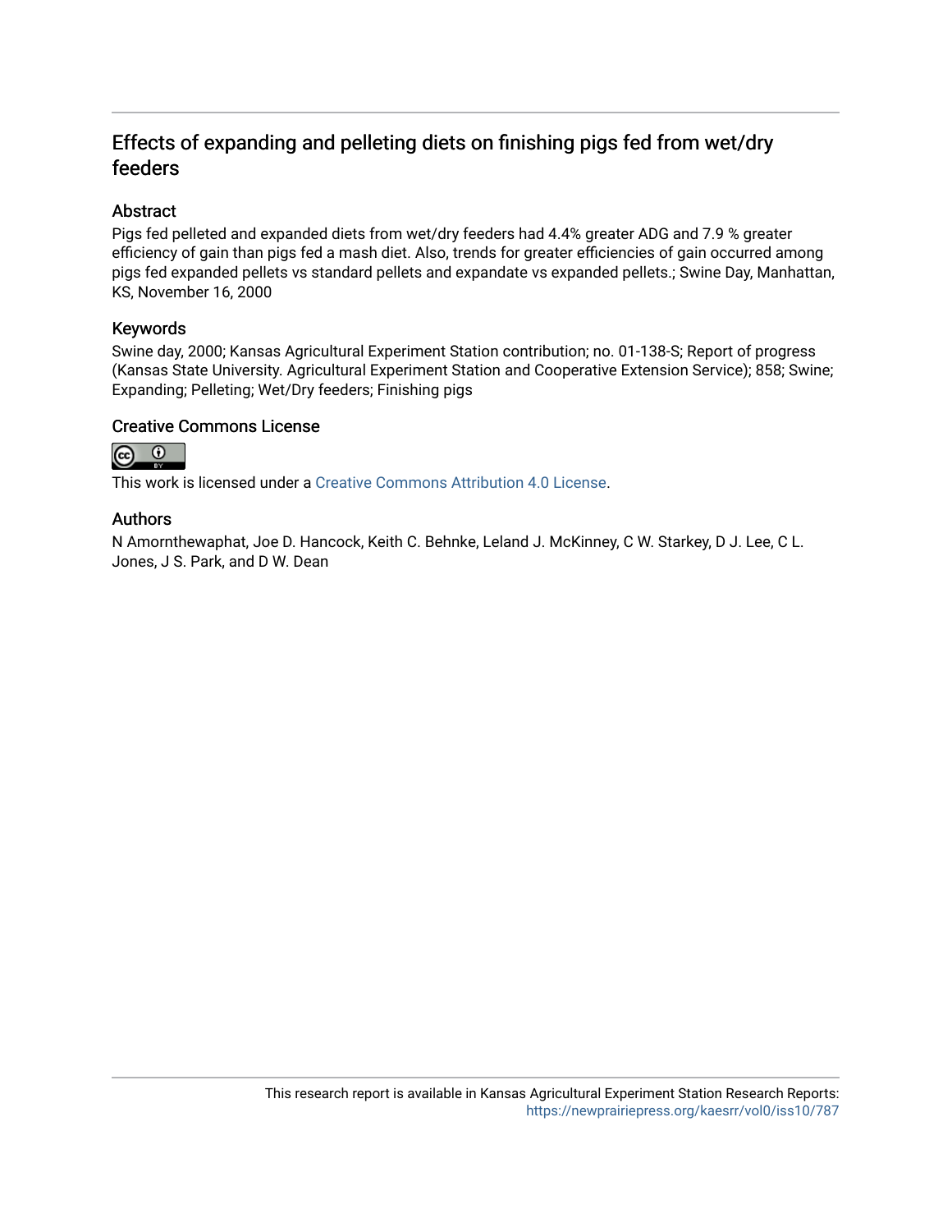# Effects of expanding and pelleting diets on finishing pigs fed from wet/dry feeders

## Abstract

Pigs fed pelleted and expanded diets from wet/dry feeders had 4.4% greater ADG and 7.9 % greater efficiency of gain than pigs fed a mash diet. Also, trends for greater efficiencies of gain occurred among pigs fed expanded pellets vs standard pellets and expandate vs expanded pellets.; Swine Day, Manhattan, KS, November 16, 2000

## Keywords

Swine day, 2000; Kansas Agricultural Experiment Station contribution; no. 01-138-S; Report of progress (Kansas State University. Agricultural Experiment Station and Cooperative Extension Service); 858; Swine; Expanding; Pelleting; Wet/Dry feeders; Finishing pigs

## Creative Commons License

This work is licensed under a Creative Commons Attribution 4.0 License.

## Authors

N Amornthewaphat, Joe D. Hancock, Keith C. Behnke, Leland J. McKinney, C W. Starkey, D J. Lee, C L. Jones, J S. Park, and D W. Dean

This research report is available in Kansas Agricultural Experiment Station Research Reports: https://newprairiepress.org/kaesrr/vol0/iss10/787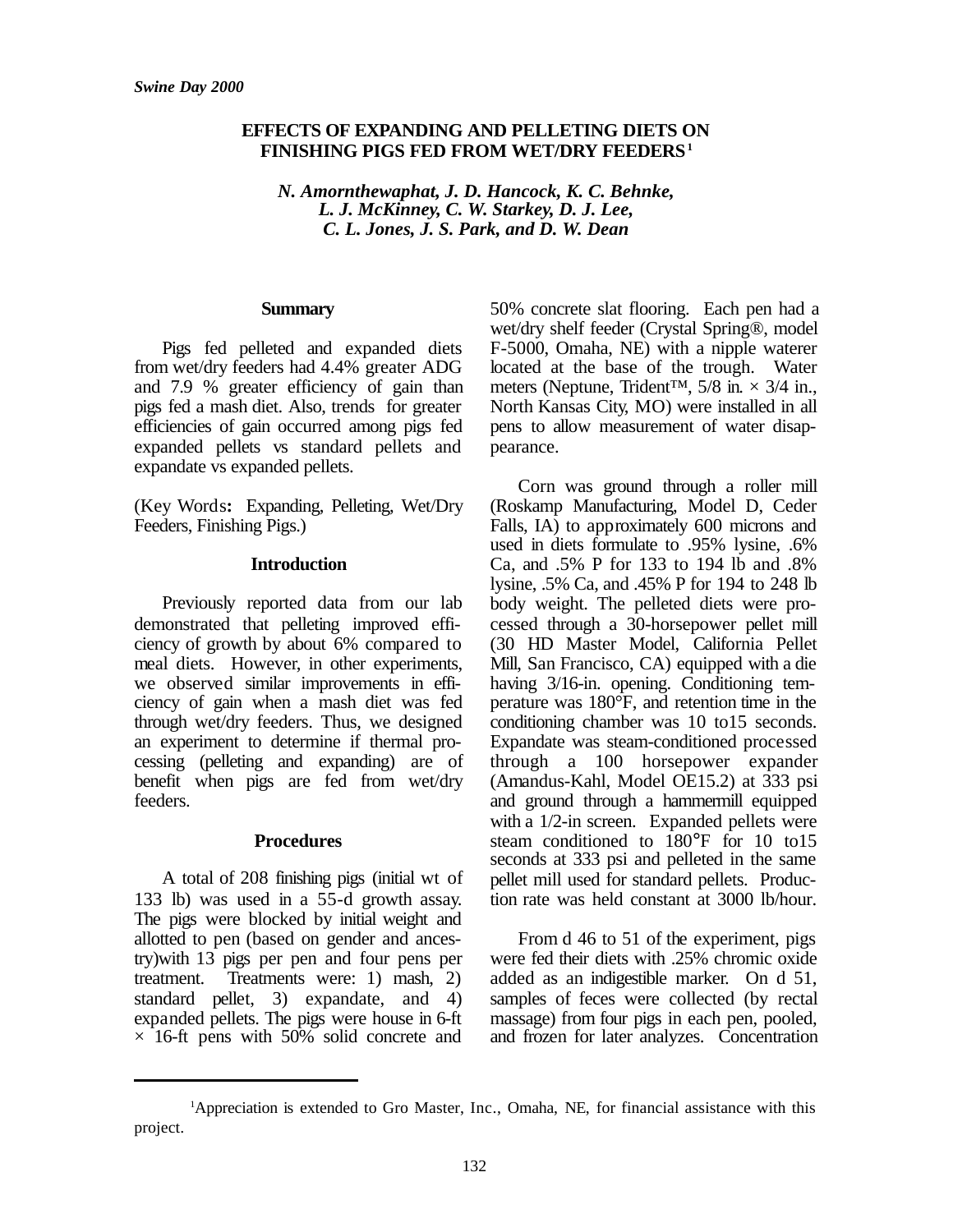*Swine Day 2000*

# EFFECTS OF EXPANDING AND PELLETING DIETS ON FINISHING PIGS FED FROM WET/DRY FEEDERS[1]

***N. Amornthewaphat, J. D. Hancock, K. C. Behnke, L. J. McKinney, C. W. Starkey, D. J. Lee, C. L. Jones, J. S. Park, and D. W. Dean***

## Summary

Pigs fed pelleted and expanded diets from wet/dry feeders had 4.4% greater ADG and 7.9 % greater efficiency of gain than pigs fed a mash diet. Also, trends for greater efficiencies of gain occurred among pigs fed expanded pellets vs standard pellets and expandate vs expanded pellets.

(Key Words**:** Expanding, Pelleting, Wet/Dry Feeders, Finishing Pigs.)

## Introduction

Previously reported data from our lab demonstrated that pelleting improved efficiency of growth by about 6% compared to meal diets. However, in other experiments, we observed similar improvements in efficiency of gain when a mash diet was fed through wet/dry feeders. Thus, we designed an experiment to determine if thermal processing (pelleting and expanding) are of benefit when pigs are fed from wet/dry feeders.

## Procedures

A total of 208 finishing pigs (initial wt of 133 lb) was used in a 55-d growth assay. The pigs were blocked by initial weight and allotted to pen (based on gender and ancestry)with 13 pigs per pen and four pens per treatment. Treatments were: 1) mash, 2) standard pellet, 3) expandate, and 4) expanded pellets. The pigs were house in 6-ft × 16-ft pens with 50% solid concrete and 50% concrete slat flooring. Each pen had a wet/dry shelf feeder (Crystal Spring®, model F-5000, Omaha, NE) with a nipple waterer located at the base of the trough. Water meters (Neptune, Trident™, 5/8 in. × 3/4 in., North Kansas City, MO) were installed in all pens to allow measurement of water disappearance.

Corn was ground through a roller mill (Roskamp Manufacturing, Model D, Ceder Falls, IA) to approximately 600 microns and used in diets formulate to .95% lysine, .6% Ca, and .5% P for 133 to 194 lb and .8% lysine, .5% Ca, and .45% P for 194 to 248 lb body weight. The pelleted diets were processed through a 30-horsepower pellet mill (30 HD Master Model, California Pellet Mill, San Francisco, CA) equipped with a die having 3/16-in. opening. Conditioning temperature was 180°F, and retention time in the conditioning chamber was 10 to15 seconds. Expandate was steam-conditioned processed through a 100 horsepower expander (Amandus-Kahl, Model OE15.2) at 333 psi and ground through a hammermill equipped with a 1/2-in screen. Expanded pellets were steam conditioned to 180°F for 10 to15 seconds at 333 psi and pelleted in the same pellet mill used for standard pellets. Production rate was held constant at 3000 lb/hour.

From d 46 to 51 of the experiment, pigs were fed their diets with .25% chromic oxide added as an indigestible marker. On d 51, samples of feces were collected (by rectal massage) from four pigs in each pen, pooled, and frozen for later analyzes. Concentration

[1]Appreciation is extended to Gro Master, Inc., Omaha, NE, for financial assistance with this project.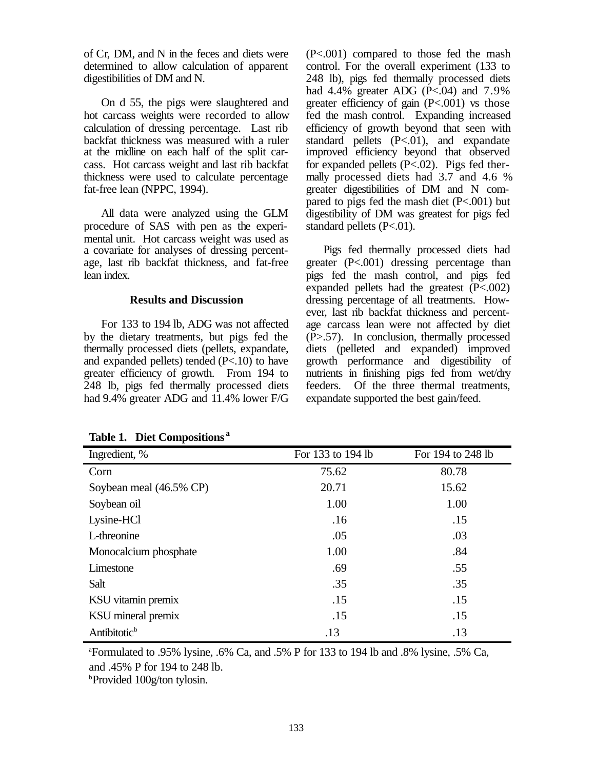of Cr, DM, and N in the feces and diets were determined to allow calculation of apparent digestibilities of DM and N.

On d 55, the pigs were slaughtered and hot carcass weights were recorded to allow calculation of dressing percentage. Last rib backfat thickness was measured with a ruler at the midline on each half of the split carcass. Hot carcass weight and last rib backfat thickness were used to calculate percentage fat-free lean (NPPC, 1994).

All data were analyzed using the GLM procedure of SAS with pen as the experimental unit. Hot carcass weight was used as a covariate for analyses of dressing percentage, last rib backfat thickness, and fat-free lean index.

### Results and Discussion

For 133 to 194 lb, ADG was not affected by the dietary treatments, but pigs fed the thermally processed diets (pellets, expandate, and expanded pellets) tended ($P<.10$) to have greater efficiency of growth. From 194 to 248 lb, pigs fed thermally processed diets had 9.4% greater ADG and 11.4% lower F/G ($P<.001$) compared to those fed the mash control. For the overall experiment (133 to 248 lb), pigs fed thermally processed diets had 4.4% greater ADG ($P<.04$) and 7.9% greater efficiency of gain ($P<.001$) vs those fed the mash control. Expanding increased efficiency of growth beyond that seen with standard pellets ($P<.01$), and expandate improved efficiency beyond that observed for expanded pellets ($P<.02$). Pigs fed thermally processed diets had 3.7 and 4.6 % greater digestibilities of DM and N compared to pigs fed the mash diet ($P<.001$) but digestibility of DM was greatest for pigs fed standard pellets ($P<.01$).

Pigs fed thermally processed diets had greater ($P<.001$) dressing percentage than pigs fed the mash control, and pigs fed expanded pellets had the greatest ($P<.002$) dressing percentage of all treatments. However, last rib backfat thickness and percentage carcass lean were not affected by diet ($P>.57$). In conclusion, thermally processed diets (pelleted and expanded) improved growth performance and digestibility of nutrients in finishing pigs fed from wet/dry feeders. Of the three thermal treatments, expandate supported the best gain/feed.

**Table 1. Diet Compositions [a]**

| Ingredient, % | For 133 to 194 lb | For 194 to 248 lb |
|---|---|---|
| Corn | 75.62 | 80.78 |
| Soybean meal (46.5% CP) | 20.71 | 15.62 |
| Soybean oil | 1.00 | 1.00 |
| Lysine-HCl | .16 | .15 |
| L-threonine | .05 | .03 |
| Monocalcium phosphate | 1.00 | .84 |
| Limestone | .69 | .55 |
| Salt | .35 | .35 |
| KSU vitamin premix | .15 | .15 |
| KSU mineral premix | .15 | .15 |
| Antibitotic[b] | .13 | .13 |

[a]Formulated to .95% lysine, .6% Ca, and .5% P for 133 to 194 lb and .8% lysine, .5% Ca, and .45% P for 194 to 248 lb.

[b]Provided 100g/ton tylosin.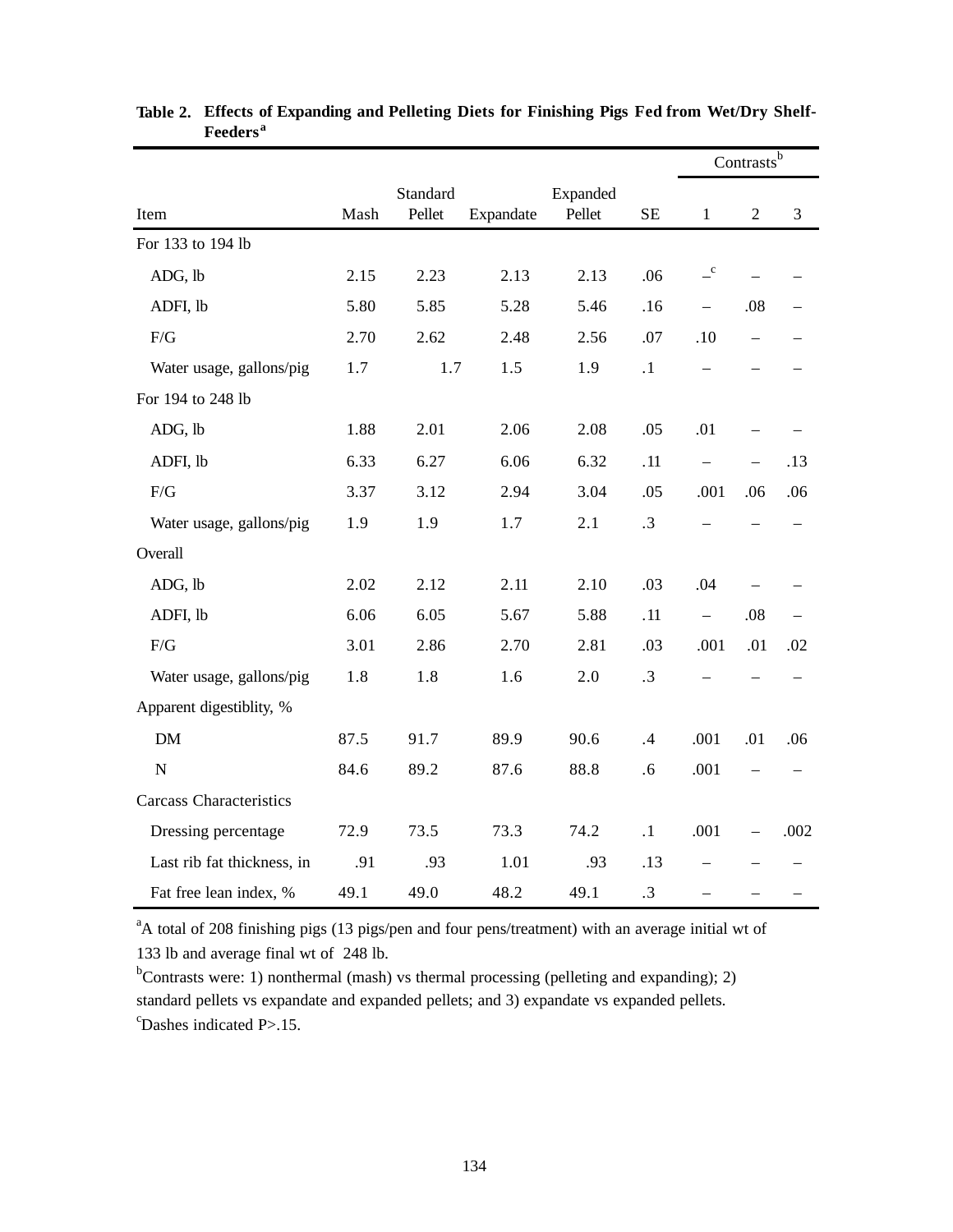**Table 2. Effects of Expanding and Pelleting Diets for Finishing Pigs Fed from Wet/Dry Shelf-Feeders[a]**

| Item | Mash | Standard Pellet | Expandate | Expanded Pellet | SE | Contrasts[b] 1 | 2 | 3 |
|---|---|---|---|---|---|---|---|---|
| For 133 to 194 lb | | | | | | | | |
| ADF, lb | 2.15 | 2.23 | 2.13 | 2.13 | .06 | –[c] | – | – |
| ADFI, lb | 5.80 | 5.85 | 5.28 | 5.46 | .16 | – | .08 | – |
| F/G | 2.70 | 2.62 | 2.48 | 2.56 | .07 | .10 | – | – |
| Water usage, gallons/pig | 1.7 | 1.7 | 1.5 | 1.9 | .1 | – | – | – |
| For 194 to 248 lb | | | | | | | | |
| ADG, lb | 1.88 | 2.01 | 2.06 | 2.08 | .05 | .01 | – | – |
| ADFI, lb | 6.33 | 6.27 | 6.06 | 6.32 | .11 | – | – | .13 |
| F/G | 3.37 | 3.12 | 2.94 | 3.04 | .05 | .001 | .06 | .06 |
| Water usage, gallons/pig | 1.9 | 1.9 | 1.7 | 2.1 | .3 | – | – | – |
| Overall | | | | | | | | |
| ADG, lb | 2.02 | 2.12 | 2.11 | 2.10 | .03 | .04 | – | – |
| ADFI, lb | 6.06 | 6.05 | 5.67 | 5.88 | .11 | – | .08 | – |
| F/G | 3.01 | 2.86 | 2.70 | 2.81 | .03 | .001 | .01 | .02 |
| Water usage, gallons/pig | 1.8 | 1.8 | 1.6 | 2.0 | .3 | – | – | – |
| Apparent digestiblity, % | | | | | | | | |
| DM | 87.5 | 91.7 | 89.9 | 90.6 | .4 | .001 | .01 | .06 |
| N | 84.6 | 89.2 | 87.6 | 88.8 | .6 | .001 | – | – |
| Carcass Characteristics | | | | | | | | |
| Dressing percentage | 72.9 | 73.5 | 73.3 | 74.2 | .1 | .001 | – | .002 |
| Last rib fat thickness, in | .91 | .93 | 1.01 | .93 | .13 | – | – | – |
| Fat free lean index, % | 49.1 | 49.0 | 48.2 | 49.1 | .3 | – | – | – |

[a]A total of 208 finishing pigs (13 pigs/pen and four pens/treatment) with an average initial wt of 133 lb and average final wt of 248 lb.

[b]Contrasts were: 1) nonthermal (mash) vs thermal processing (pelleting and expanding); 2) standard pellets vs expandate and expanded pellets; and 3) expandate vs expanded pellets.

[c]Dashes indicated P>.15.